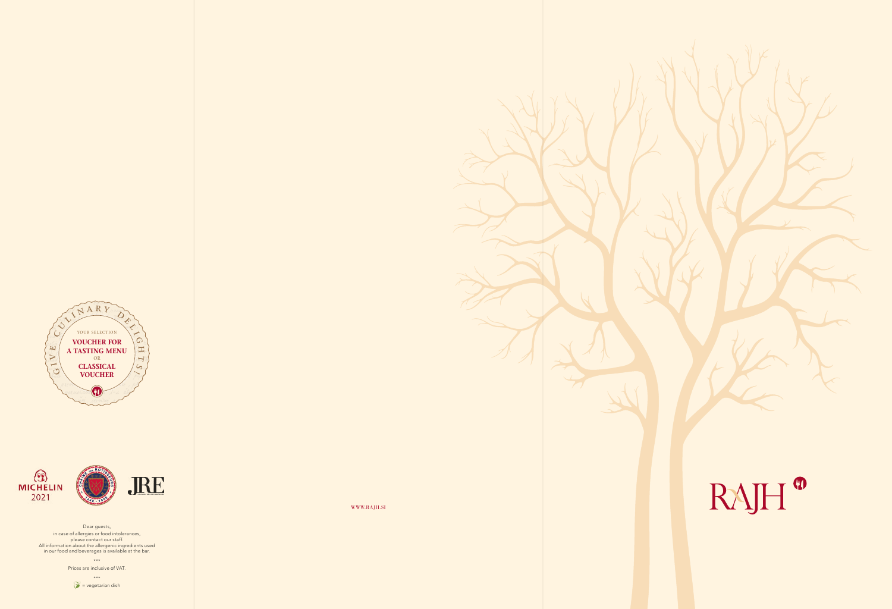GIVE CULINARY DELIGHTS!

YOUR SELECTION

**VOUCHER FOR A TASTING MENU**

OR

**CLASSICAL VOUCHER**

MICHELIN 2021

JRE

Dear guests,
in case of allergies or food intolerances,
please contact our staff.
All information about the allergenic ingredients used
in our food and beverages is available at the bar.

\*\*\*

Prices are inclusive of VAT.

\*\*\*

= vegetarian dish

WWW.RAJH.SI

RAJH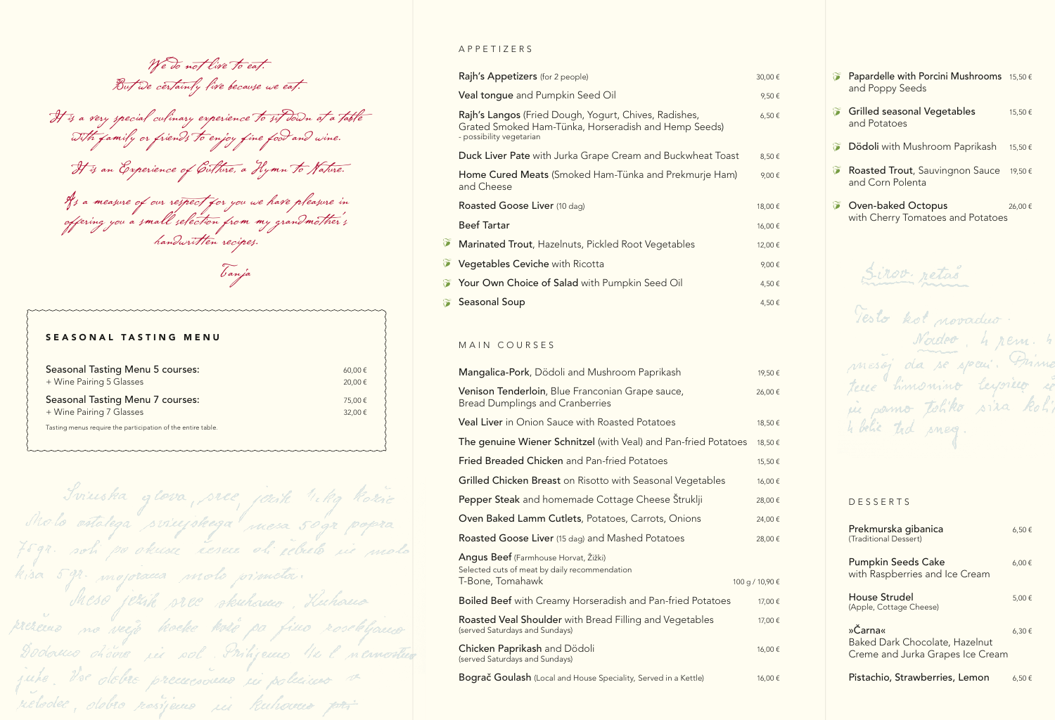*We do not live to eat.*
*But we certainly live because we eat.*

*It is a very special culinary experience to sit down at a table with family or friends to enjoy fine food and wine.*

*It is an Experience of Culture, a Hymn to Nature.*

*As a measure of our respect for you we have pleasure in offering you a small selection from my grandmother's handwritten recipes.*

*Tanja*

## SEASONAL TASTING MENU

| | |
|---|---|
| Seasonal Tasting Menu 5 courses: | 60,00 € |
| + Wine Pairing 5 Glasses | 20,00 € |
| Seasonal Tasting Menu 7 courses: | 75,00 € |
| + Wine Pairing 7 Glasses | 32,00 € |

Tasting menus require the participation of the entire table.

## APPETIZERS

| | |
|---|---|
| **Rajh's Appetizers** (for 2 people) | 30,00 € |
| **Veal tongue** and Pumpkin Seed Oil | 9,50 € |
| **Rajh's Langos** (Fried Dough, Yogurt, Chives, Radishes, Grated Smoked Ham-Tünka, Horseradish and Hemp Seeds) - possibility vegetarian | 6,50 € |
| **Duck Liver Pate** with Jurka Grape Cream and Buckwheat Toast | 8,50 € |
| **Home Cured Meats** (Smoked Ham-Tünka and Prekmurje Ham) and Cheese | 9,00 € |
| **Roasted Goose Liver** (10 dag) | 18,00 € |
| **Beef Tartar** | 16,00 € |
| **Marinated Trout**, Hazelnuts, Pickled Root Vegetables | 12,00 € |
| **Vegetables Ceviche** with Ricotta | 9,00 € |
| **Your Own Choice of Salad** with Pumpkin Seed Oil | 4,50 € |
| **Seasonal Soup** | 4,50 € |

## MAIN COURSES

| | |
|---|---|
| **Mangalica-Pork**, Dödoli and Mushroom Paprikash | 19,50 € |
| **Venison Tenderloin**, Blue Franconian Grape sauce, Bread Dumplings and Cranberries | 26,00 € |
| **Veal Liver** in Onion Sauce with Roasted Potatoes | 18,50 € |
| **The genuine Wiener Schnitzel** (with Veal) and Pan-fried Potatoes | 18,50 € |
| **Fried Breaded Chicken** and Pan-fried Potatoes | 15,50 € |
| **Grilled Chicken Breast** on Risotto with Seasonal Vegetables | 16,00 € |
| **Pepper Steak** and homemade Cottage Cheese Štruklji | 28,00 € |
| **Oven Baked Lamm Cutlets**, Potatoes, Carrots, Onions | 24,00 € |
| **Roasted Goose Liver** (15 dag) and Mashed Potatoes | 28,00 € |
| **Angus Beef** (Farmhouse Horvat, Žižki) Selected cuts of meat by daily recommendation T-Bone, Tomahawk | 100 g / 10,90 € |
| **Boiled Beef** with Creamy Horseradish and Pan-fried Potatoes | 17,00 € |
| **Roasted Veal Shoulder** with Bread Filling and Vegetables (served Saturdays and Sundays) | 17,00 € |
| **Chicken Paprikash** and Dödoli (served Saturdays and Sundays) | 16,00 € |
| **Bograč Goulash** (Local and House Speciality, Served in a Kettle) | 16,00 € |

| | |
|---|---|
| **Papardelle with Porcini Mushrooms** and Poppy Seeds | 15,50 € |
| **Grilled seasonal Vegetables** and Potatoes | 15,50 € |
| **Dödoli** with Mushroom Paprikash | 15,50 € |
| **Roasted Trout**, Sauvingnon Sauce and Corn Polenta | 19,50 € |
| **Oven-baked Octopus** with Cherry Tomatoes and Potatoes | 26,00 € |

## DESSERTS

| | |
|---|---|
| **Prekmurska gibanica** (Traditional Dessert) | 6,50 € |
| **Pumpkin Seeds Cake** with Raspberries and Ice Cream | 6,00 € |
| **House Strudel** (Apple, Cottage Cheese) | 5,00 € |
| **»Čarna«** Baked Dark Chocolate, Hazelnut Creme and Jurka Grapes Ice Cream | 6,30 € |
| **Pistachio, Strawberries, Lemon** | 6,50 € |